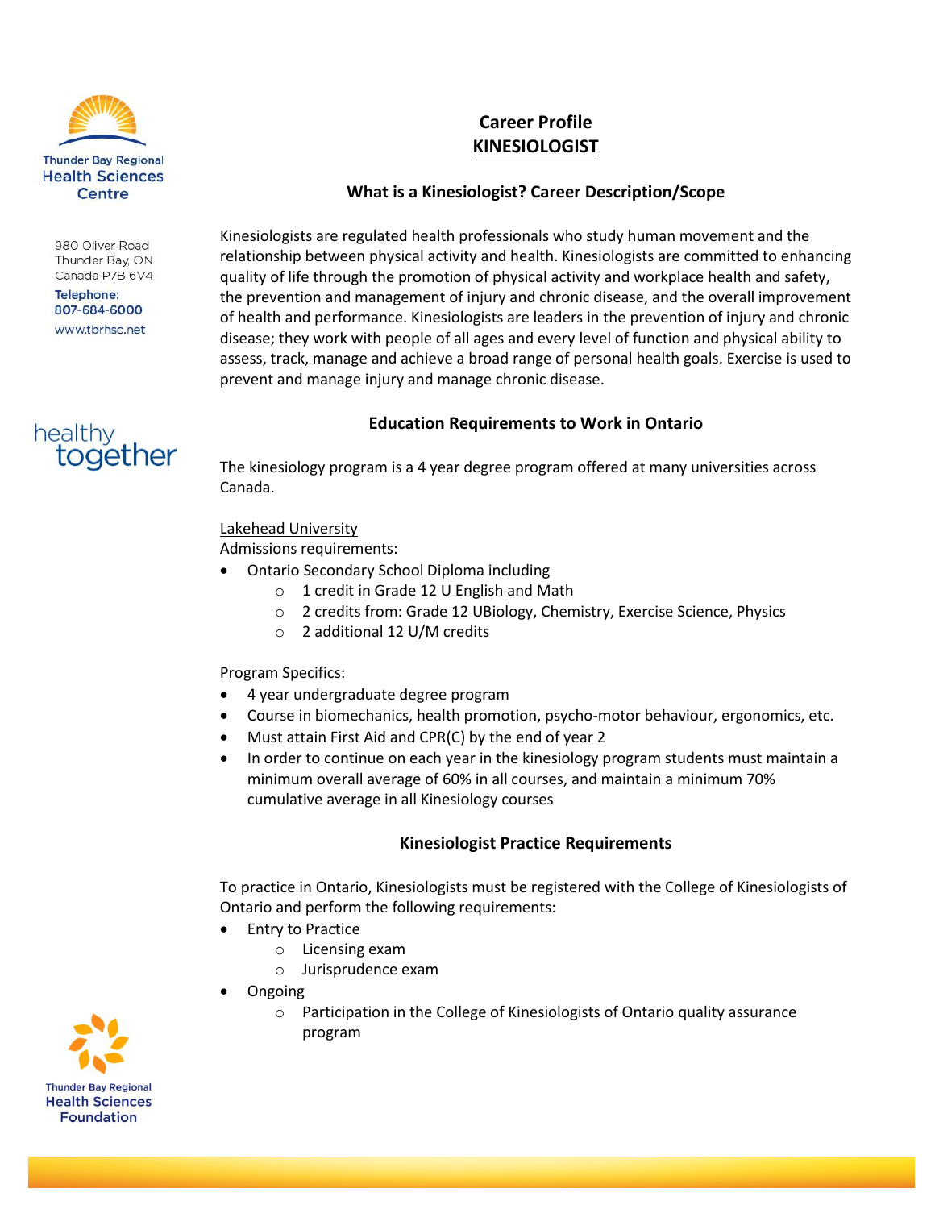Thunder Bay Regional Health Sciences Centre

980 Oliver Road
Thunder Bay, ON
Canada P7B 6V4

Telephone:
807-684-6000

www.tbrhsc.net

healthy together

# Career Profile
# KINESIOLOGIST

## What is a Kinesiologist? Career Description/Scope

Kinesiologists are regulated health professionals who study human movement and the relationship between physical activity and health. Kinesiologists are committed to enhancing quality of life through the promotion of physical activity and workplace health and safety, the prevention and management of injury and chronic disease, and the overall improvement of health and performance. Kinesiologists are leaders in the prevention of injury and chronic disease; they work with people of all ages and every level of function and physical ability to assess, track, manage and achieve a broad range of personal health goals. Exercise is used to prevent and manage injury and manage chronic disease.

## Education Requirements to Work in Ontario

The kinesiology program is a 4 year degree program offered at many universities across Canada.

Lakehead University

Admissions requirements:

- Ontario Secondary School Diploma including
  - 1 credit in Grade 12 U English and Math
  - 2 credits from: Grade 12 UBiology, Chemistry, Exercise Science, Physics
  - 2 additional 12 U/M credits

Program Specifics:

- 4 year undergraduate degree program
- Course in biomechanics, health promotion, psycho-motor behaviour, ergonomics, etc.
- Must attain First Aid and CPR(C) by the end of year 2
- In order to continue on each year in the kinesiology program students must maintain a minimum overall average of 60% in all courses, and maintain a minimum 70% cumulative average in all Kinesiology courses

## Kinesiologist Practice Requirements

To practice in Ontario, Kinesiologists must be registered with the College of Kinesiologists of Ontario and perform the following requirements:

- Entry to Practice
  - Licensing exam
  - Jurisprudence exam
- Ongoing
  - Participation in the College of Kinesiologists of Ontario quality assurance program

Thunder Bay Regional Health Sciences Foundation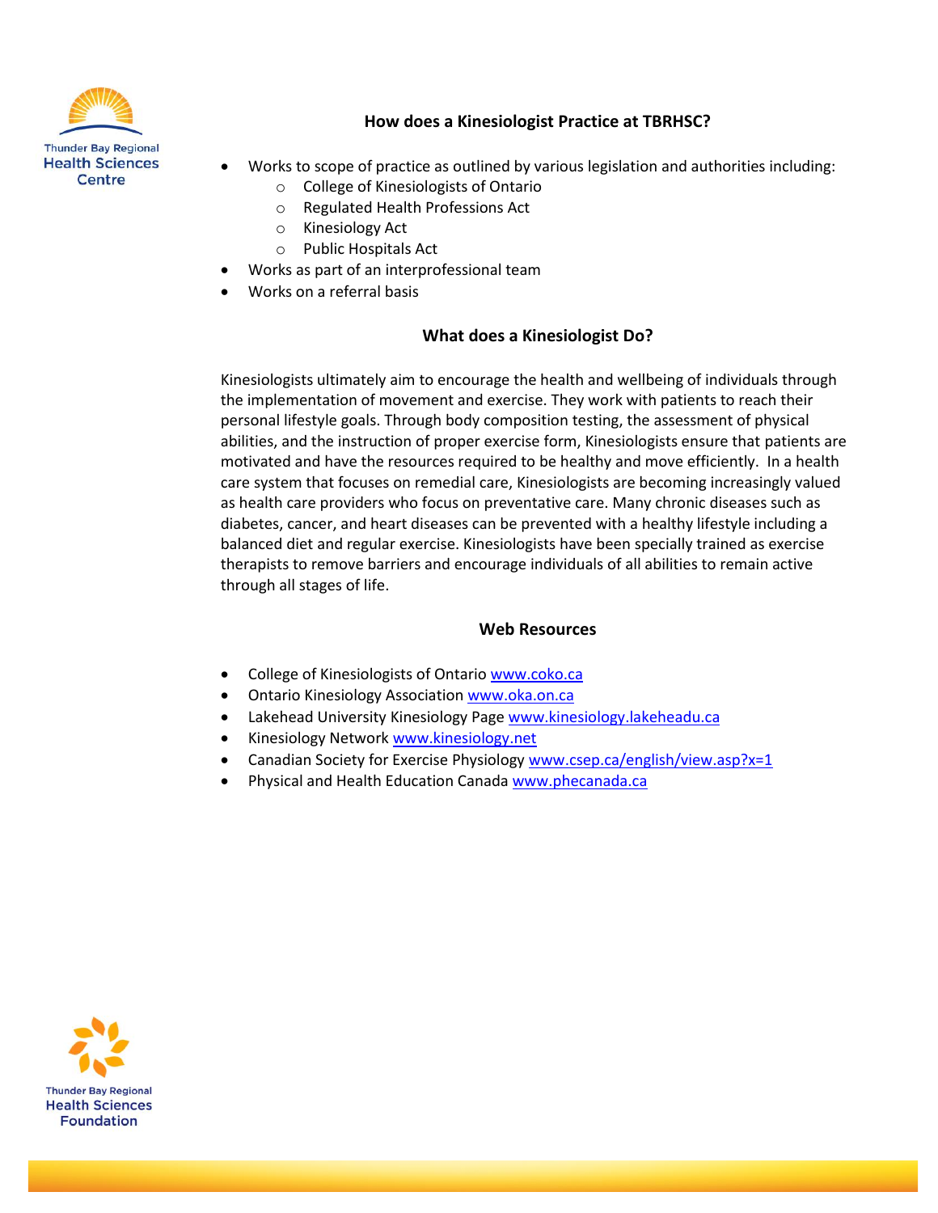## How does a Kinesiologist Practice at TBRHSC?

- Works to scope of practice as outlined by various legislation and authorities including:
  - College of Kinesiologists of Ontario
  - Regulated Health Professions Act
  - Kinesiology Act
  - Public Hospitals Act
- Works as part of an interprofessional team
- Works on a referral basis

## What does a Kinesiologist Do?

Kinesiologists ultimately aim to encourage the health and wellbeing of individuals through the implementation of movement and exercise. They work with patients to reach their personal lifestyle goals. Through body composition testing, the assessment of physical abilities, and the instruction of proper exercise form, Kinesiologists ensure that patients are motivated and have the resources required to be healthy and move efficiently. In a health care system that focuses on remedial care, Kinesiologists are becoming increasingly valued as health care providers who focus on preventative care. Many chronic diseases such as diabetes, cancer, and heart diseases can be prevented with a healthy lifestyle including a balanced diet and regular exercise. Kinesiologists have been specially trained as exercise therapists to remove barriers and encourage individuals of all abilities to remain active through all stages of life.

## Web Resources

- College of Kinesiologists of Ontario www.coko.ca
- Ontario Kinesiology Association www.oka.on.ca
- Lakehead University Kinesiology Page www.kinesiology.lakeheadu.ca
- Kinesiology Network www.kinesiology.net
- Canadian Society for Exercise Physiology www.csep.ca/english/view.asp?x=1
- Physical and Health Education Canada www.phecanada.ca